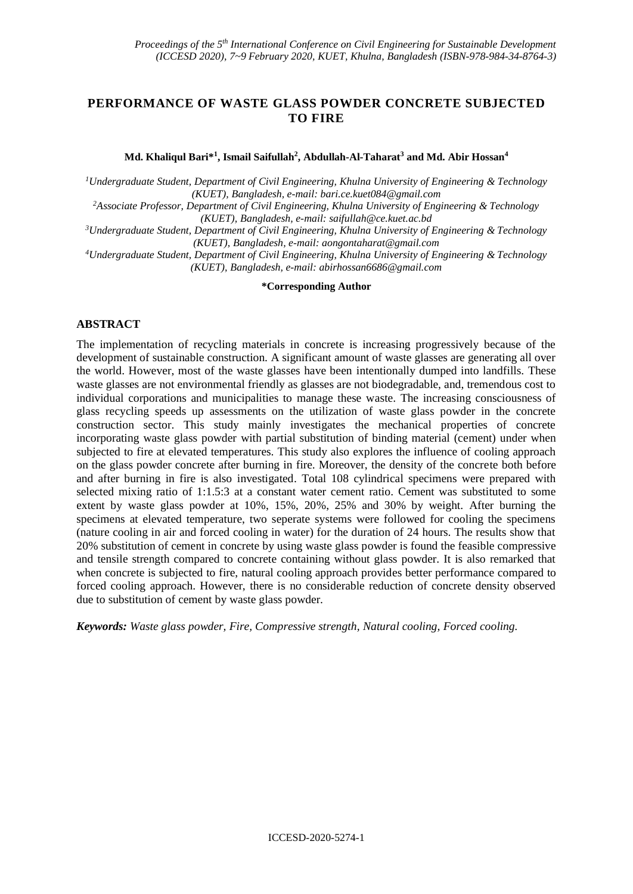# PERFORMANCE OF WASTE GLASS POWDER CONCRETE SUBJECTED TO FIRE

**Md. Khaliqul Bari*[1], Ismail Saifullah[2], Abdullah-Al-Taharat[3] and Md. Abir Hossan[4]**

*[1]Undergraduate Student, Department of Civil Engineering, Khulna University of Engineering & Technology (KUET), Bangladesh, e-mail: bari.ce.kuet084@gmail.com*

*[2]Associate Professor, Department of Civil Engineering, Khulna University of Engineering & Technology (KUET), Bangladesh, e-mail: saifullah@ce.kuet.ac.bd*

*[3]Undergraduate Student, Department of Civil Engineering, Khulna University of Engineering & Technology (KUET), Bangladesh, e-mail: aongontaharat@gmail.com*

*[4]Undergraduate Student, Department of Civil Engineering, Khulna University of Engineering & Technology (KUET), Bangladesh, e-mail: abirhossan6686@gmail.com*

**\*Corresponding Author**

## ABSTRACT

The implementation of recycling materials in concrete is increasing progressively because of the development of sustainable construction. A significant amount of waste glasses are generating all over the world. However, most of the waste glasses have been intentionally dumped into landfills. These waste glasses are not environmental friendly as glasses are not biodegradable, and, tremendous cost to individual corporations and municipalities to manage these waste. The increasing consciousness of glass recycling speeds up assessments on the utilization of waste glass powder in the concrete construction sector. This study mainly investigates the mechanical properties of concrete incorporating waste glass powder with partial substitution of binding material (cement) under when subjected to fire at elevated temperatures. This study also explores the influence of cooling approach on the glass powder concrete after burning in fire. Moreover, the density of the concrete both before and after burning in fire is also investigated. Total 108 cylindrical specimens were prepared with selected mixing ratio of 1:1.5:3 at a constant water cement ratio. Cement was substituted to some extent by waste glass powder at 10%, 15%, 20%, 25% and 30% by weight. After burning the specimens at elevated temperature, two seperate systems were followed for cooling the specimens (nature cooling in air and forced cooling in water) for the duration of 24 hours. The results show that 20% substitution of cement in concrete by using waste glass powder is found the feasible compressive and tensile strength compared to concrete containing without glass powder. It is also remarked that when concrete is subjected to fire, natural cooling approach provides better performance compared to forced cooling approach. However, there is no considerable reduction of concrete density observed due to substitution of cement by waste glass powder.

***Keywords:*** *Waste glass powder, Fire, Compressive strength, Natural cooling, Forced cooling.*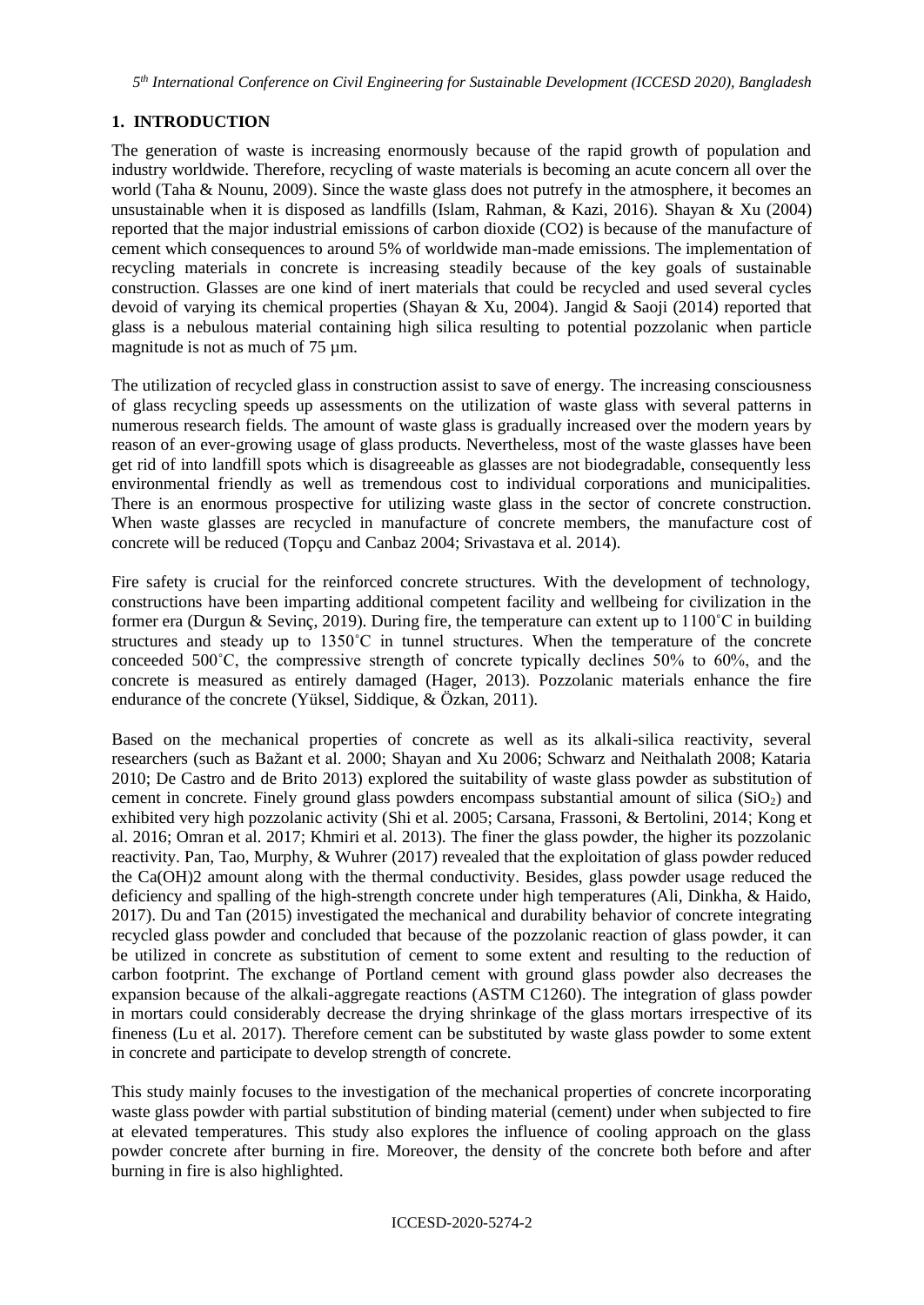## 1. INTRODUCTION

The generation of waste is increasing enormously because of the rapid growth of population and industry worldwide. Therefore, recycling of waste materials is becoming an acute concern all over the world (Taha & Nounu, 2009). Since the waste glass does not putrefy in the atmosphere, it becomes an unsustainable when it is disposed as landfills (Islam, Rahman, & Kazi, 2016). Shayan & Xu (2004) reported that the major industrial emissions of carbon dioxide (CO2) is because of the manufacture of cement which consequences to around 5% of worldwide man-made emissions. The implementation of recycling materials in concrete is increasing steadily because of the key goals of sustainable construction. Glasses are one kind of inert materials that could be recycled and used several cycles devoid of varying its chemical properties (Shayan & Xu, 2004). Jangid & Saoji (2014) reported that glass is a nebulous material containing high silica resulting to potential pozzolanic when particle magnitude is not as much of 75 µm.

The utilization of recycled glass in construction assist to save of energy. The increasing consciousness of glass recycling speeds up assessments on the utilization of waste glass with several patterns in numerous research fields. The amount of waste glass is gradually increased over the modern years by reason of an ever-growing usage of glass products. Nevertheless, most of the waste glasses have been get rid of into landfill spots which is disagreeable as glasses are not biodegradable, consequently less environmental friendly as well as tremendous cost to individual corporations and municipalities. There is an enormous prospective for utilizing waste glass in the sector of concrete construction. When waste glasses are recycled in manufacture of concrete members, the manufacture cost of concrete will be reduced (Topçu and Canbaz 2004; Srivastava et al. 2014).

Fire safety is crucial for the reinforced concrete structures. With the development of technology, constructions have been imparting additional competent facility and wellbeing for civilization in the former era (Durgun & Sevinç, 2019). During fire, the temperature can extent up to 1100˚C in building structures and steady up to 1350˚C in tunnel structures. When the temperature of the concrete conceeded 500˚C, the compressive strength of concrete typically declines 50% to 60%, and the concrete is measured as entirely damaged (Hager, 2013). Pozzolanic materials enhance the fire endurance of the concrete (Yüksel, Siddique, & Özkan, 2011).

Based on the mechanical properties of concrete as well as its alkali-silica reactivity, several researchers (such as Bažant et al. 2000; Shayan and Xu 2006; Schwarz and Neithalath 2008; Kataria 2010; De Castro and de Brito 2013) explored the suitability of waste glass powder as substitution of cement in concrete. Finely ground glass powders encompass substantial amount of silica ($SiO_2$) and exhibited very high pozzolanic activity (Shi et al. 2005; Carsana, Frassoni, & Bertolini, 2014; Kong et al. 2016; Omran et al. 2017; Khmiri et al. 2013). The finer the glass powder, the higher its pozzolanic reactivity. Pan, Tao, Murphy, & Wuhrer (2017) revealed that the exploitation of glass powder reduced the Ca(OH)2 amount along with the thermal conductivity. Besides, glass powder usage reduced the deficiency and spalling of the high-strength concrete under high temperatures (Ali, Dinkha, & Haido, 2017). Du and Tan (2015) investigated the mechanical and durability behavior of concrete integrating recycled glass powder and concluded that because of the pozzolanic reaction of glass powder, it can be utilized in concrete as substitution of cement to some extent and resulting to the reduction of carbon footprint. The exchange of Portland cement with ground glass powder also decreases the expansion because of the alkali-aggregate reactions (ASTM C1260). The integration of glass powder in mortars could considerably decrease the drying shrinkage of the glass mortars irrespective of its fineness (Lu et al. 2017). Therefore cement can be substituted by waste glass powder to some extent in concrete and participate to develop strength of concrete.

This study mainly focuses to the investigation of the mechanical properties of concrete incorporating waste glass powder with partial substitution of binding material (cement) under when subjected to fire at elevated temperatures. This study also explores the influence of cooling approach on the glass powder concrete after burning in fire. Moreover, the density of the concrete both before and after burning in fire is also highlighted.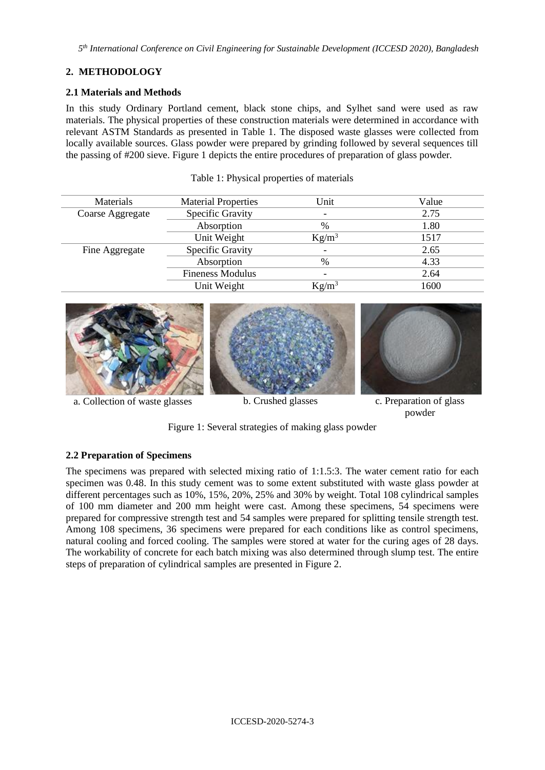## 2. METHODOLOGY

### 2.1 Materials and Methods

In this study Ordinary Portland cement, black stone chips, and Sylhet sand were used as raw materials. The physical properties of these construction materials were determined in accordance with relevant ASTM Standards as presented in Table 1. The disposed waste glasses were collected from locally available sources. Glass powder were prepared by grinding followed by several sequences till the passing of #200 sieve. Figure 1 depicts the entire procedures of preparation of glass powder.

Table 1: Physical properties of materials

| Materials | Material Properties | Unit | Value |
|---|---|---|---|
| Coarse Aggregate | Specific Gravity | - | 2.75 |
| | Absorption | % | 1.80 |
| | Unit Weight | $Kg/m^3$ | 1517 |
| Fine Aggregate | Specific Gravity | - | 2.65 |
| | Absorption | % | 4.33 |
| | Fineness Modulus | - | 2.64 |
| | Unit Weight | $Kg/m^3$ | 1600 |

a. Collection of waste glasses  b. Crushed glasses  c. Preparation of glass powder

Figure 1: Several strategies of making glass powder

### 2.2 Preparation of Specimens

The specimens was prepared with selected mixing ratio of 1:1.5:3. The water cement ratio for each specimen was 0.48. In this study cement was to some extent substituted with waste glass powder at different percentages such as 10%, 15%, 20%, 25% and 30% by weight. Total 108 cylindrical samples of 100 mm diameter and 200 mm height were cast. Among these specimens, 54 specimens were prepared for compressive strength test and 54 samples were prepared for splitting tensile strength test. Among 108 specimens, 36 specimens were prepared for each conditions like as control specimens, natural cooling and forced cooling. The samples were stored at water for the curing ages of 28 days. The workability of concrete for each batch mixing was also determined through slump test. The entire steps of preparation of cylindrical samples are presented in Figure 2.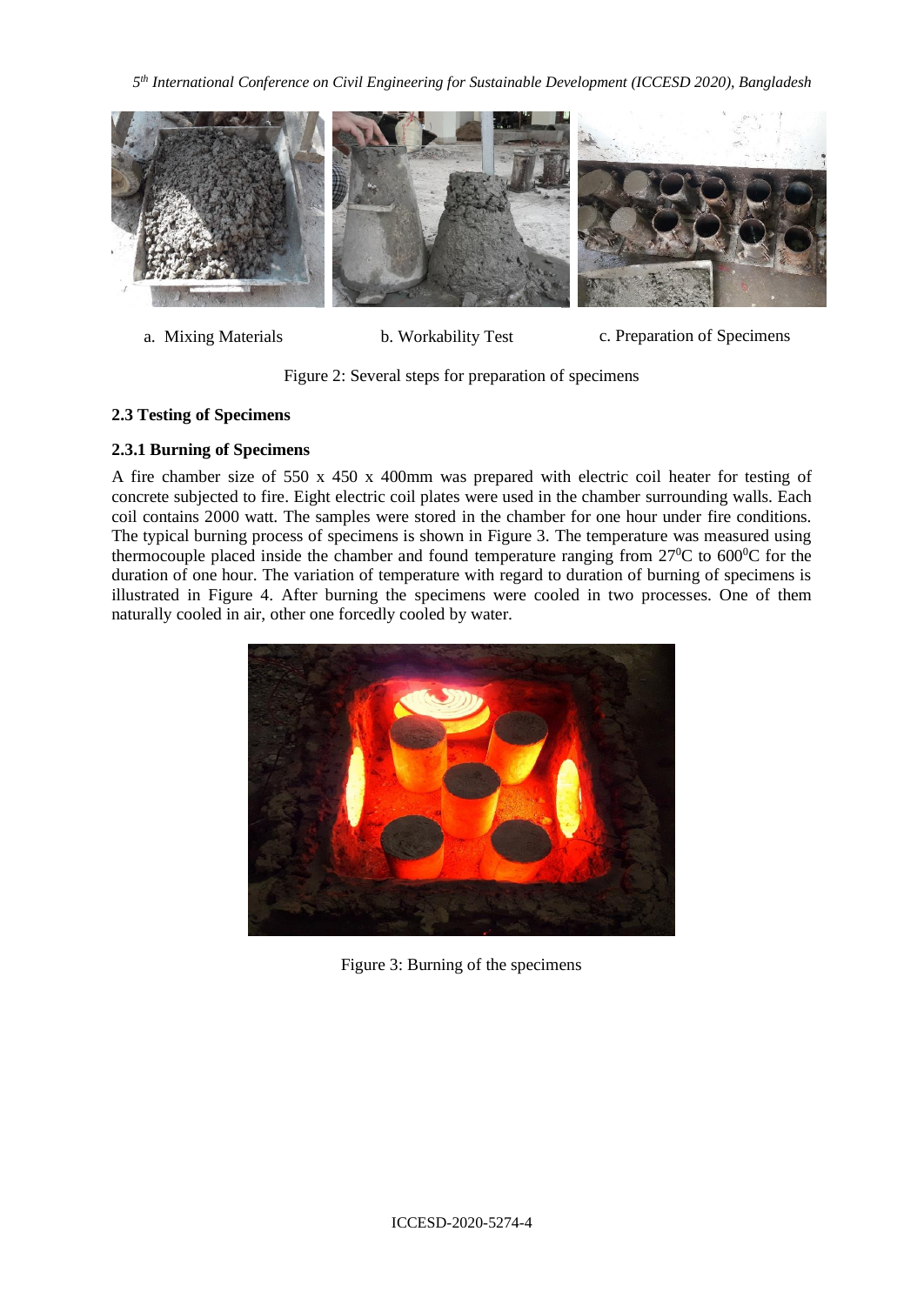a. Mixing Materials b. Workability Test c. Preparation of Specimens

Figure 2: Several steps for preparation of specimens

### 2.3 Testing of Specimens

#### 2.3.1 Burning of Specimens

A fire chamber size of 550 x 450 x 400mm was prepared with electric coil heater for testing of concrete subjected to fire. Eight electric coil plates were used in the chamber surrounding walls. Each coil contains 2000 watt. The samples were stored in the chamber for one hour under fire conditions. The typical burning process of specimens is shown in Figure 3. The temperature was measured using thermocouple placed inside the chamber and found temperature ranging from $27^0$C to $600^0$C for the duration of one hour. The variation of temperature with regard to duration of burning of specimens is illustrated in Figure 4. After burning the specimens were cooled in two processes. One of them naturally cooled in air, other one forcedly cooled by water.

Figure 3: Burning of the specimens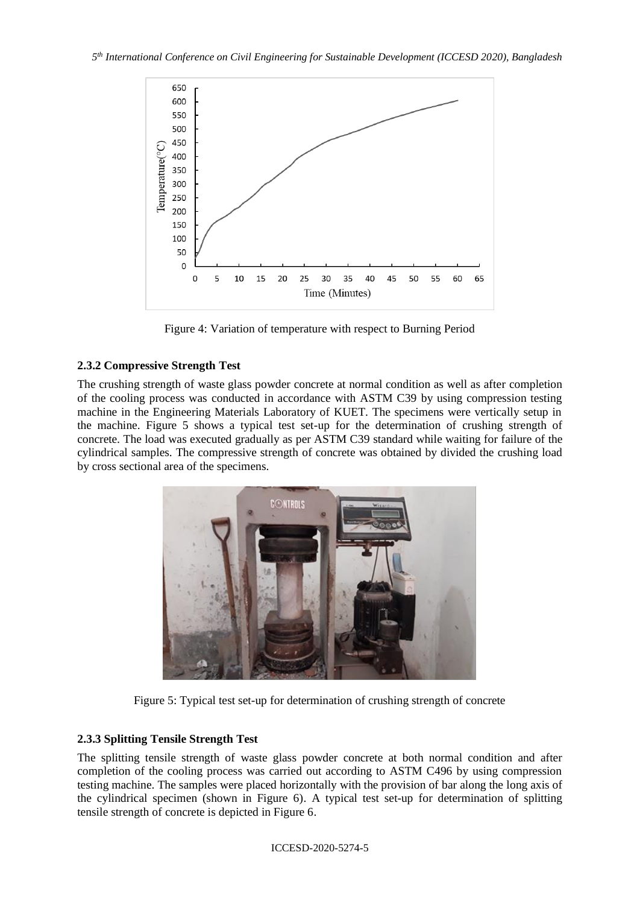Figure 4: Variation of temperature with respect to Burning Period

### 2.3.2 Compressive Strength Test

The crushing strength of waste glass powder concrete at normal condition as well as after completion of the cooling process was conducted in accordance with ASTM C39 by using compression testing machine in the Engineering Materials Laboratory of KUET. The specimens were vertically setup in the machine. Figure 5 shows a typical test set-up for the determination of crushing strength of concrete. The load was executed gradually as per ASTM C39 standard while waiting for failure of the cylindrical samples. The compressive strength of concrete was obtained by divided the crushing load by cross sectional area of the specimens.

Figure 5: Typical test set-up for determination of crushing strength of concrete

### 2.3.3 Splitting Tensile Strength Test

The splitting tensile strength of waste glass powder concrete at both normal condition and after completion of the cooling process was carried out according to ASTM C496 by using compression testing machine. The samples were placed horizontally with the provision of bar along the long axis of the cylindrical specimen (shown in Figure 6). A typical test set-up for determination of splitting tensile strength of concrete is depicted in Figure 6.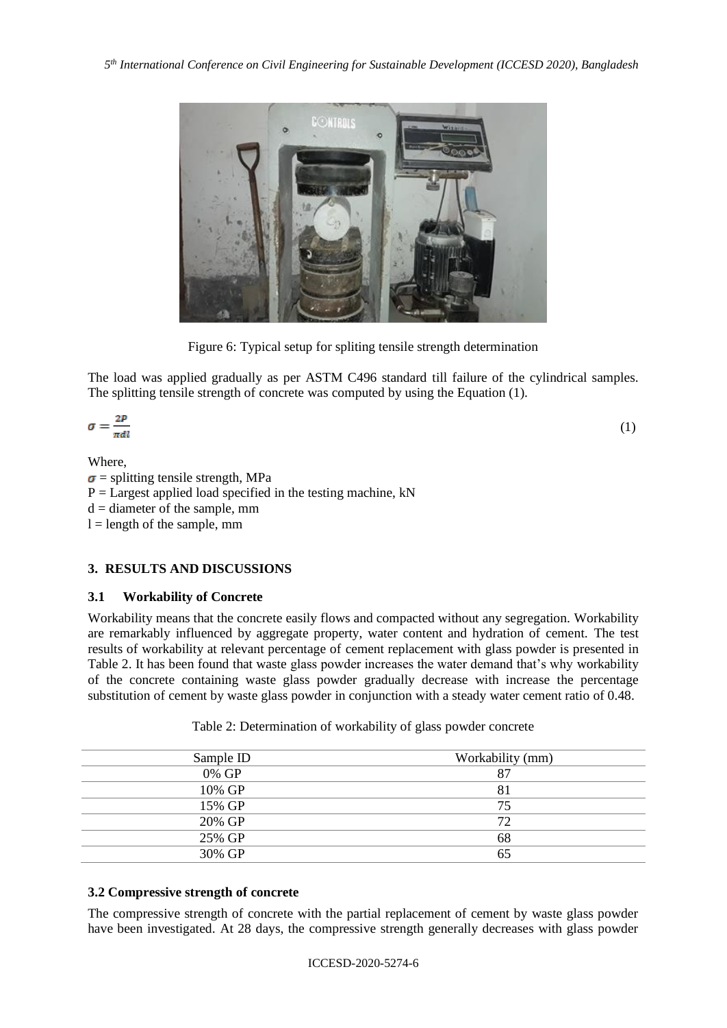Figure 6: Typical setup for spliting tensile strength determination

The load was applied gradually as per ASTM C496 standard till failure of the cylindrical samples. The splitting tensile strength of concrete was computed by using the Equation (1).

$$\sigma = \frac{2P}{\pi d l} \quad (1)$$

Where,

$\sigma$ = splitting tensile strength, MPa

P = Largest applied load specified in the testing machine, kN

d = diameter of the sample, mm

l = length of the sample, mm

## 3. RESULTS AND DISCUSSIONS

### 3.1 Workability of Concrete

Workability means that the concrete easily flows and compacted without any segregation. Workability are remarkably influenced by aggregate property, water content and hydration of cement. The test results of workability at relevant percentage of cement replacement with glass powder is presented in Table 2. It has been found that waste glass powder increases the water demand that's why workability of the concrete containing waste glass powder gradually decrease with increase the percentage substitution of cement by waste glass powder in conjunction with a steady water cement ratio of 0.48.

Table 2: Determination of workability of glass powder concrete

| Sample ID | Workability (mm) |
|---|---|
| 0% GP | 87 |
| 10% GP | 81 |
| 15% GP | 75 |
| 20% GP | 72 |
| 25% GP | 68 |
| 30% GP | 65 |

### 3.2 Compressive strength of concrete

The compressive strength of concrete with the partial replacement of cement by waste glass powder have been investigated. At 28 days, the compressive strength generally decreases with glass powder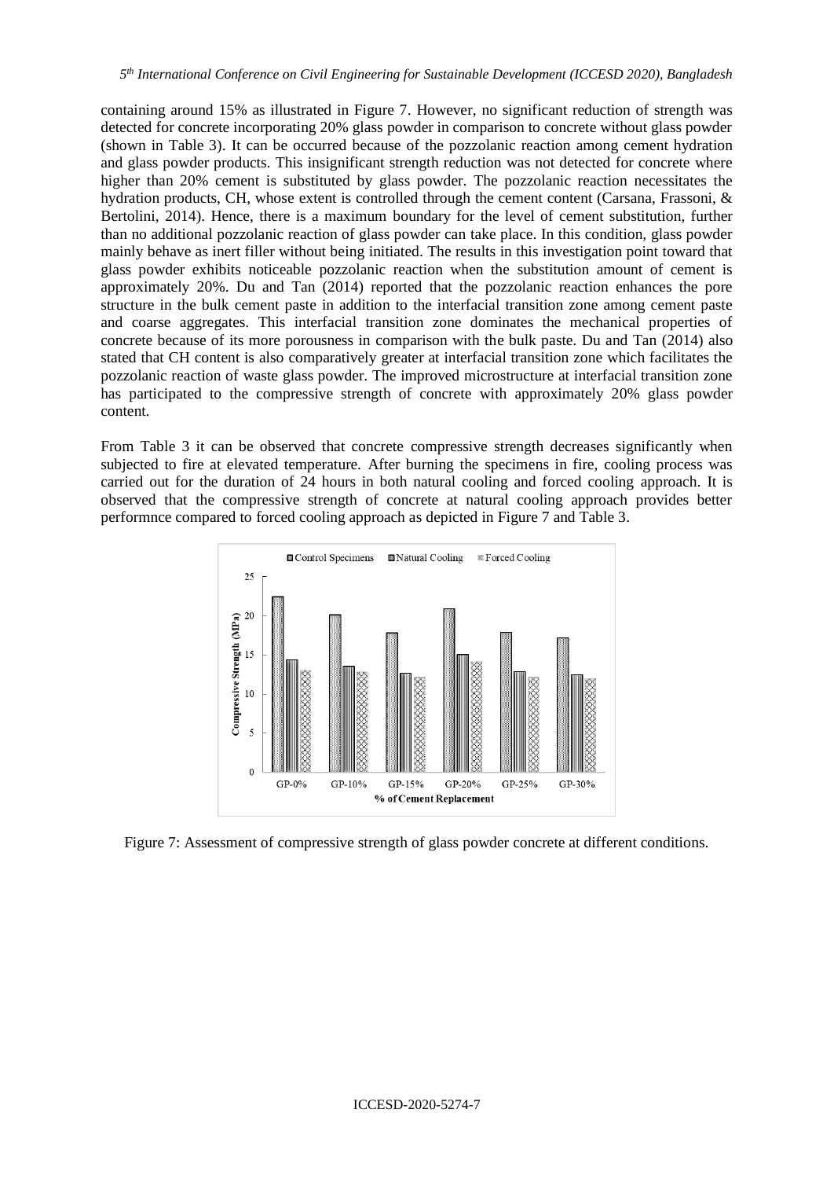containing around 15% as illustrated in Figure 7. However, no significant reduction of strength was detected for concrete incorporating 20% glass powder in comparison to concrete without glass powder (shown in Table 3). It can be occurred because of the pozzolanic reaction among cement hydration and glass powder products. This insignificant strength reduction was not detected for concrete where higher than 20% cement is substituted by glass powder. The pozzolanic reaction necessitates the hydration products, CH, whose extent is controlled through the cement content (Carsana, Frassoni, & Bertolini, 2014). Hence, there is a maximum boundary for the level of cement substitution, further than no additional pozzolanic reaction of glass powder can take place. In this condition, glass powder mainly behave as inert filler without being initiated. The results in this investigation point toward that glass powder exhibits noticeable pozzolanic reaction when the substitution amount of cement is approximately 20%. Du and Tan (2014) reported that the pozzolanic reaction enhances the pore structure in the bulk cement paste in addition to the interfacial transition zone among cement paste and coarse aggregates. This interfacial transition zone dominates the mechanical properties of concrete because of its more porousness in comparison with the bulk paste. Du and Tan (2014) also stated that CH content is also comparatively greater at interfacial transition zone which facilitates the pozzolanic reaction of waste glass powder. The improved microstructure at interfacial transition zone has participated to the compressive strength of concrete with approximately 20% glass powder content.

From Table 3 it can be observed that concrete compressive strength decreases significantly when subjected to fire at elevated temperature. After burning the specimens in fire, cooling process was carried out for the duration of 24 hours in both natural cooling and forced cooling approach. It is observed that the compressive strength of concrete at natural cooling approach provides better performnce compared to forced cooling approach as depicted in Figure 7 and Table 3.

Figure 7: Assessment of compressive strength of glass powder concrete at different conditions.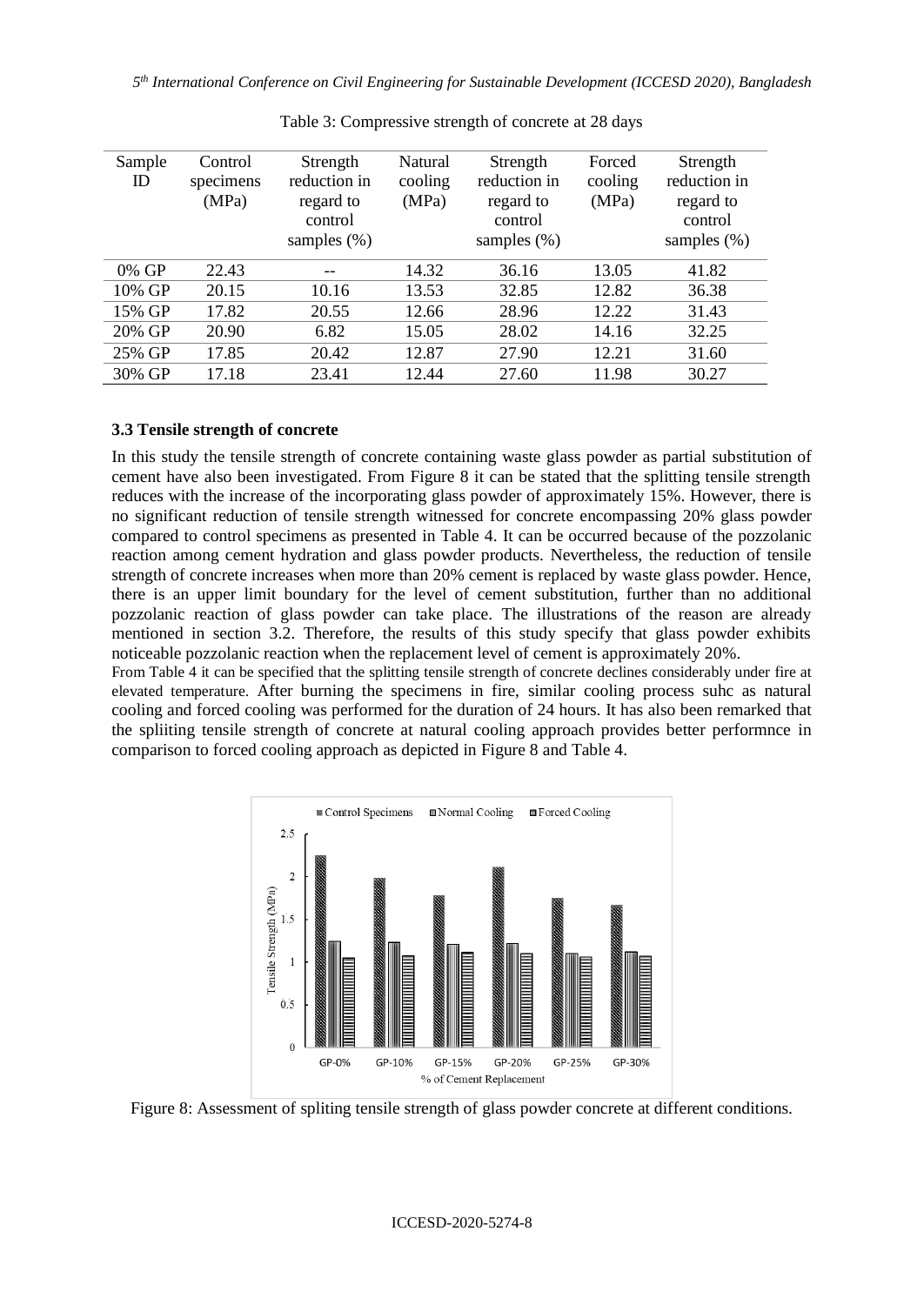Table 3: Compressive strength of concrete at 28 days

| Sample ID | Control specimens (MPa) | Strength reduction in regard to control samples (%) | Natural cooling (MPa) | Strength reduction in regard to control samples (%) | Forced cooling (MPa) | Strength reduction in regard to control samples (%) |
|---|---|---|---|---|---|---|
| 0% GP | 22.43 | -- | 14.32 | 36.16 | 13.05 | 41.82 |
| 10% GP | 20.15 | 10.16 | 13.53 | 32.85 | 12.82 | 36.38 |
| 15% GP | 17.82 | 20.55 | 12.66 | 28.96 | 12.22 | 31.43 |
| 20% GP | 20.90 | 6.82 | 15.05 | 28.02 | 14.16 | 32.25 |
| 25% GP | 17.85 | 20.42 | 12.87 | 27.90 | 12.21 | 31.60 |
| 30% GP | 17.18 | 23.41 | 12.44 | 27.60 | 11.98 | 30.27 |

### 3.3 Tensile strength of concrete

In this study the tensile strength of concrete containing waste glass powder as partial substitution of cement have also been investigated. From Figure 8 it can be stated that the splitting tensile strength reduces with the increase of the incorporating glass powder of approximately 15%. However, there is no significant reduction of tensile strength witnessed for concrete encompassing 20% glass powder compared to control specimens as presented in Table 4. It can be occurred because of the pozzolanic reaction among cement hydration and glass powder products. Nevertheless, the reduction of tensile strength of concrete increases when more than 20% cement is replaced by waste glass powder. Hence, there is an upper limit boundary for the level of cement substitution, further than no additional pozzolanic reaction of glass powder can take place. The illustrations of the reason are already mentioned in section 3.2. Therefore, the results of this study specify that glass powder exhibits noticeable pozzolanic reaction when the replacement level of cement is approximately 20%.

From Table 4 it can be specified that the splitting tensile strength of concrete declines considerably under fire at elevated temperature. After burning the specimens in fire, similar cooling process suhc as natural cooling and forced cooling was performed for the duration of 24 hours. It has also been remarked that the spliiting tensile strength of concrete at natural cooling approach provides better performnce in comparison to forced cooling approach as depicted in Figure 8 and Table 4.

Figure 8: Assessment of spliting tensile strength of glass powder concrete at different conditions.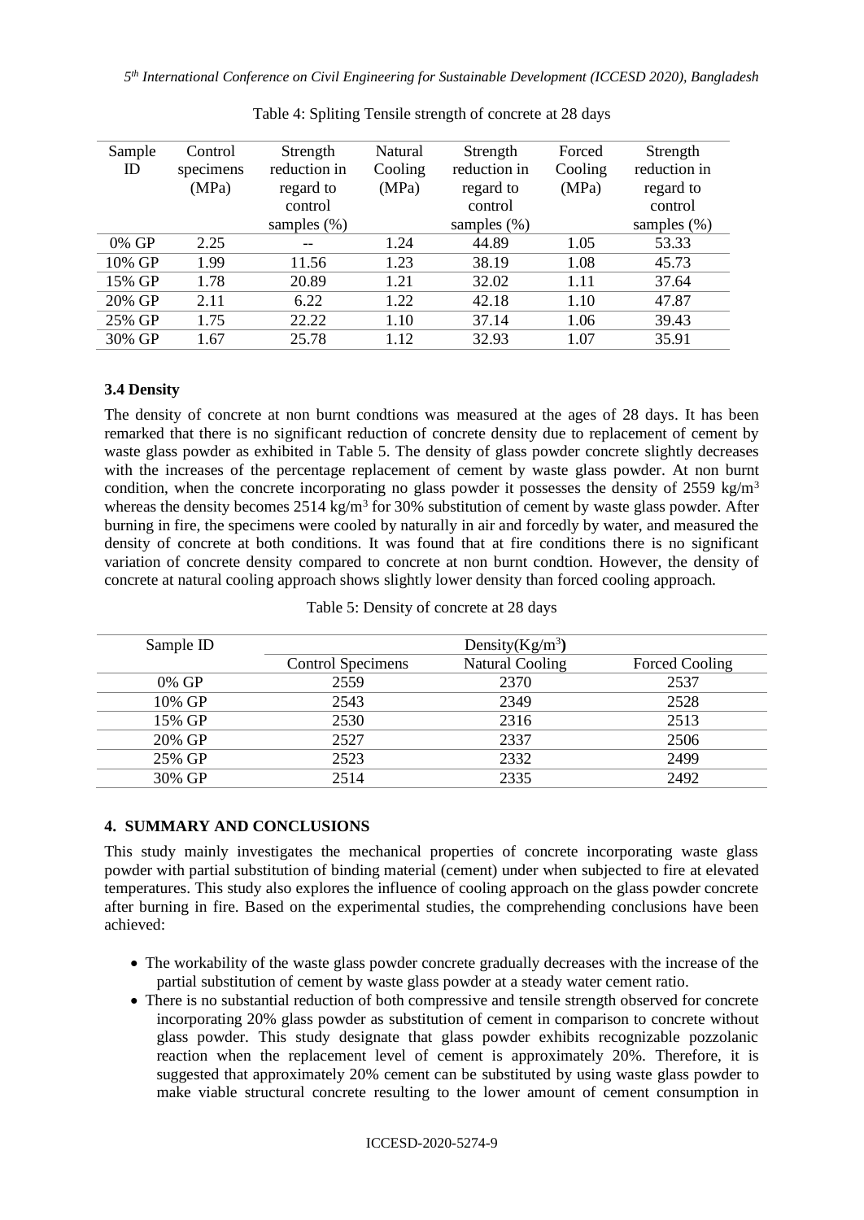Table 4: Spliting Tensile strength of concrete at 28 days

| Sample ID | Control specimens (MPa) | Strength reduction in regard to control samples (%) | Natural Cooling (MPa) | Strength reduction in regard to control samples (%) | Forced Cooling (MPa) | Strength reduction in regard to control samples (%) |
|---|---|---|---|---|---|---|
| 0% GP | 2.25 | -- | 1.24 | 44.89 | 1.05 | 53.33 |
| 10% GP | 1.99 | 11.56 | 1.23 | 38.19 | 1.08 | 45.73 |
| 15% GP | 1.78 | 20.89 | 1.21 | 32.02 | 1.11 | 37.64 |
| 20% GP | 2.11 | 6.22 | 1.22 | 42.18 | 1.10 | 47.87 |
| 25% GP | 1.75 | 22.22 | 1.10 | 37.14 | 1.06 | 39.43 |
| 30% GP | 1.67 | 25.78 | 1.12 | 32.93 | 1.07 | 35.91 |

### 3.4 Density

The density of concrete at non burnt condtions was measured at the ages of 28 days. It has been remarked that there is no significant reduction of concrete density due to replacement of cement by waste glass powder as exhibited in Table 5. The density of glass powder concrete slightly decreases with the increases of the percentage replacement of cement by waste glass powder. At non burnt condition, when the concrete incorporating no glass powder it possesses the density of 2559 kg/m$^3$ whereas the density becomes 2514 kg/m$^3$ for 30% substitution of cement by waste glass powder. After burning in fire, the specimens were cooled by naturally in air and forcedly by water, and measured the density of concrete at both conditions. It was found that at fire conditions there is no significant variation of concrete density compared to concrete at non burnt condtion. However, the density of concrete at natural cooling approach shows slightly lower density than forced cooling approach.

Table 5: Density of concrete at 28 days

| Sample ID | Density(Kg/m$^3$) | | |
|---|---|---|---|
| | Control Specimens | Natural Cooling | Forced Cooling |
| 0% GP | 2559 | 2370 | 2537 |
| 10% GP | 2543 | 2349 | 2528 |
| 15% GP | 2530 | 2316 | 2513 |
| 20% GP | 2527 | 2337 | 2506 |
| 25% GP | 2523 | 2332 | 2499 |
| 30% GP | 2514 | 2335 | 2492 |

## 4. SUMMARY AND CONCLUSIONS

This study mainly investigates the mechanical properties of concrete incorporating waste glass powder with partial substitution of binding material (cement) under when subjected to fire at elevated temperatures. This study also explores the influence of cooling approach on the glass powder concrete after burning in fire. Based on the experimental studies, the comprehending conclusions have been achieved:

- The workability of the waste glass powder concrete gradually decreases with the increase of the partial substitution of cement by waste glass powder at a steady water cement ratio.
- There is no substantial reduction of both compressive and tensile strength observed for concrete incorporating 20% glass powder as substitution of cement in comparison to concrete without glass powder. This study designate that glass powder exhibits recognizable pozzolanic reaction when the replacement level of cement is approximately 20%. Therefore, it is suggested that approximately 20% cement can be substituted by using waste glass powder to make viable structural concrete resulting to the lower amount of cement consumption in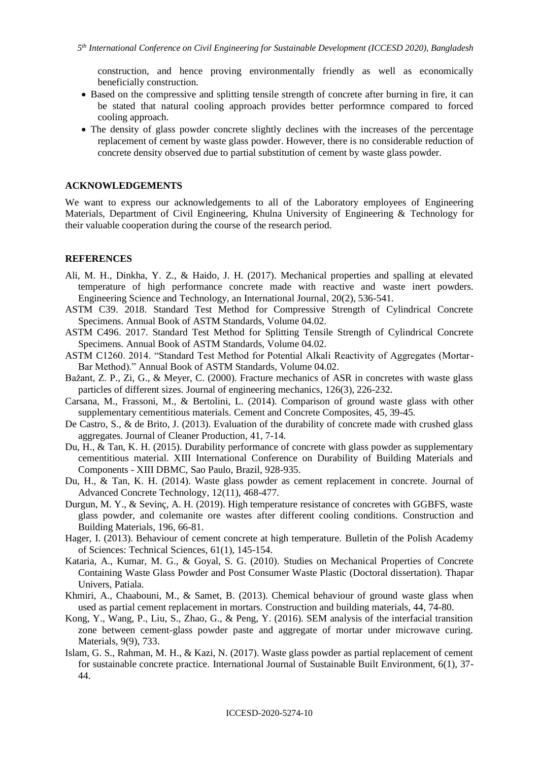construction, and hence proving environmentally friendly as well as economically beneficially construction.

- Based on the compressive and splitting tensile strength of concrete after burning in fire, it can be stated that natural cooling approach provides better performnce compared to forced cooling approach.
- The density of glass powder concrete slightly declines with the increases of the percentage replacement of cement by waste glass powder. However, there is no considerable reduction of concrete density observed due to partial substitution of cement by waste glass powder.

## ACKNOWLEDGEMENTS

We want to express our acknowledgements to all of the Laboratory employees of Engineering Materials, Department of Civil Engineering, Khulna University of Engineering & Technology for their valuable cooperation during the course of the research period.

## REFERENCES

Ali, M. H., Dinkha, Y. Z., & Haido, J. H. (2017). Mechanical properties and spalling at elevated temperature of high performance concrete made with reactive and waste inert powders. Engineering Science and Technology, an International Journal, 20(2), 536-541.

ASTM C39. 2018. Standard Test Method for Compressive Strength of Cylindrical Concrete Specimens. Annual Book of ASTM Standards, Volume 04.02.

ASTM C496. 2017. Standard Test Method for Splitting Tensile Strength of Cylindrical Concrete Specimens. Annual Book of ASTM Standards, Volume 04.02.

ASTM C1260. 2014. "Standard Test Method for Potential Alkali Reactivity of Aggregates (Mortar-Bar Method)." Annual Book of ASTM Standards, Volume 04.02.

Bažant, Z. P., Zi, G., & Meyer, C. (2000). Fracture mechanics of ASR in concretes with waste glass particles of different sizes. Journal of engineering mechanics, 126(3), 226-232.

Carsana, M., Frassoni, M., & Bertolini, L. (2014). Comparison of ground waste glass with other supplementary cementitious materials. Cement and Concrete Composites, 45, 39-45.

De Castro, S., & de Brito, J. (2013). Evaluation of the durability of concrete made with crushed glass aggregates. Journal of Cleaner Production, 41, 7-14.

Du, H., & Tan, K. H. (2015). Durability performance of concrete with glass powder as supplementary cementitious material. XIII International Conference on Durability of Building Materials and Components - XIII DBMC, Sao Paulo, Brazil, 928-935.

Du, H., & Tan, K. H. (2014). Waste glass powder as cement replacement in concrete. Journal of Advanced Concrete Technology, 12(11), 468-477.

Durgun, M. Y., & Sevinç, A. H. (2019). High temperature resistance of concretes with GGBFS, waste glass powder, and colemanite ore wastes after different cooling conditions. Construction and Building Materials, 196, 66-81.

Hager, I. (2013). Behaviour of cement concrete at high temperature. Bulletin of the Polish Academy of Sciences: Technical Sciences, 61(1), 145-154.

Kataria, A., Kumar, M. G., & Goyal, S. G. (2010). Studies on Mechanical Properties of Concrete Containing Waste Glass Powder and Post Consumer Waste Plastic (Doctoral dissertation). Thapar Univers, Patiala.

Khmiri, A., Chaabouni, M., & Samet, B. (2013). Chemical behaviour of ground waste glass when used as partial cement replacement in mortars. Construction and building materials, 44, 74-80.

Kong, Y., Wang, P., Liu, S., Zhao, G., & Peng, Y. (2016). SEM analysis of the interfacial transition zone between cement-glass powder paste and aggregate of mortar under microwave curing. Materials, 9(9), 733.

Islam, G. S., Rahman, M. H., & Kazi, N. (2017). Waste glass powder as partial replacement of cement for sustainable concrete practice. International Journal of Sustainable Built Environment, 6(1), 37-44.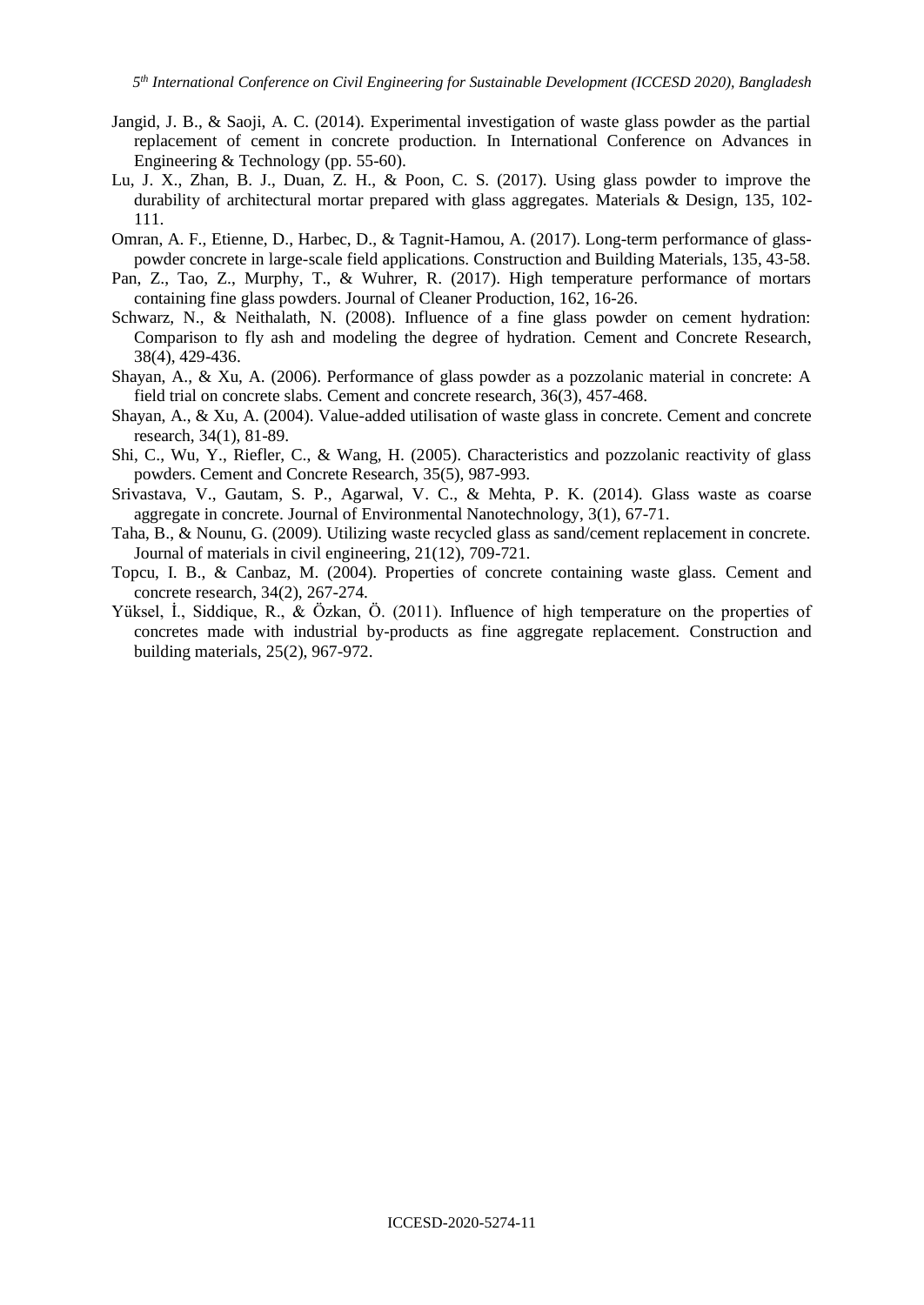Jangid, J. B., & Saoji, A. C. (2014). Experimental investigation of waste glass powder as the partial replacement of cement in concrete production. In International Conference on Advances in Engineering & Technology (pp. 55-60).

Lu, J. X., Zhan, B. J., Duan, Z. H., & Poon, C. S. (2017). Using glass powder to improve the durability of architectural mortar prepared with glass aggregates. Materials & Design, 135, 102-111.

Omran, A. F., Etienne, D., Harbec, D., & Tagnit-Hamou, A. (2017). Long-term performance of glass-powder concrete in large-scale field applications. Construction and Building Materials, 135, 43-58.

Pan, Z., Tao, Z., Murphy, T., & Wuhrer, R. (2017). High temperature performance of mortars containing fine glass powders. Journal of Cleaner Production, 162, 16-26.

Schwarz, N., & Neithalath, N. (2008). Influence of a fine glass powder on cement hydration: Comparison to fly ash and modeling the degree of hydration. Cement and Concrete Research, 38(4), 429-436.

Shayan, A., & Xu, A. (2006). Performance of glass powder as a pozzolanic material in concrete: A field trial on concrete slabs. Cement and concrete research, 36(3), 457-468.

Shayan, A., & Xu, A. (2004). Value-added utilisation of waste glass in concrete. Cement and concrete research, 34(1), 81-89.

Shi, C., Wu, Y., Riefler, C., & Wang, H. (2005). Characteristics and pozzolanic reactivity of glass powders. Cement and Concrete Research, 35(5), 987-993.

Srivastava, V., Gautam, S. P., Agarwal, V. C., & Mehta, P. K. (2014). Glass waste as coarse aggregate in concrete. Journal of Environmental Nanotechnology, 3(1), 67-71.

Taha, B., & Nounu, G. (2009). Utilizing waste recycled glass as sand/cement replacement in concrete. Journal of materials in civil engineering, 21(12), 709-721.

Topcu, I. B., & Canbaz, M. (2004). Properties of concrete containing waste glass. Cement and concrete research, 34(2), 267-274.

Yüksel, İ., Siddique, R., & Özkan, Ö. (2011). Influence of high temperature on the properties of concretes made with industrial by-products as fine aggregate replacement. Construction and building materials, 25(2), 967-972.